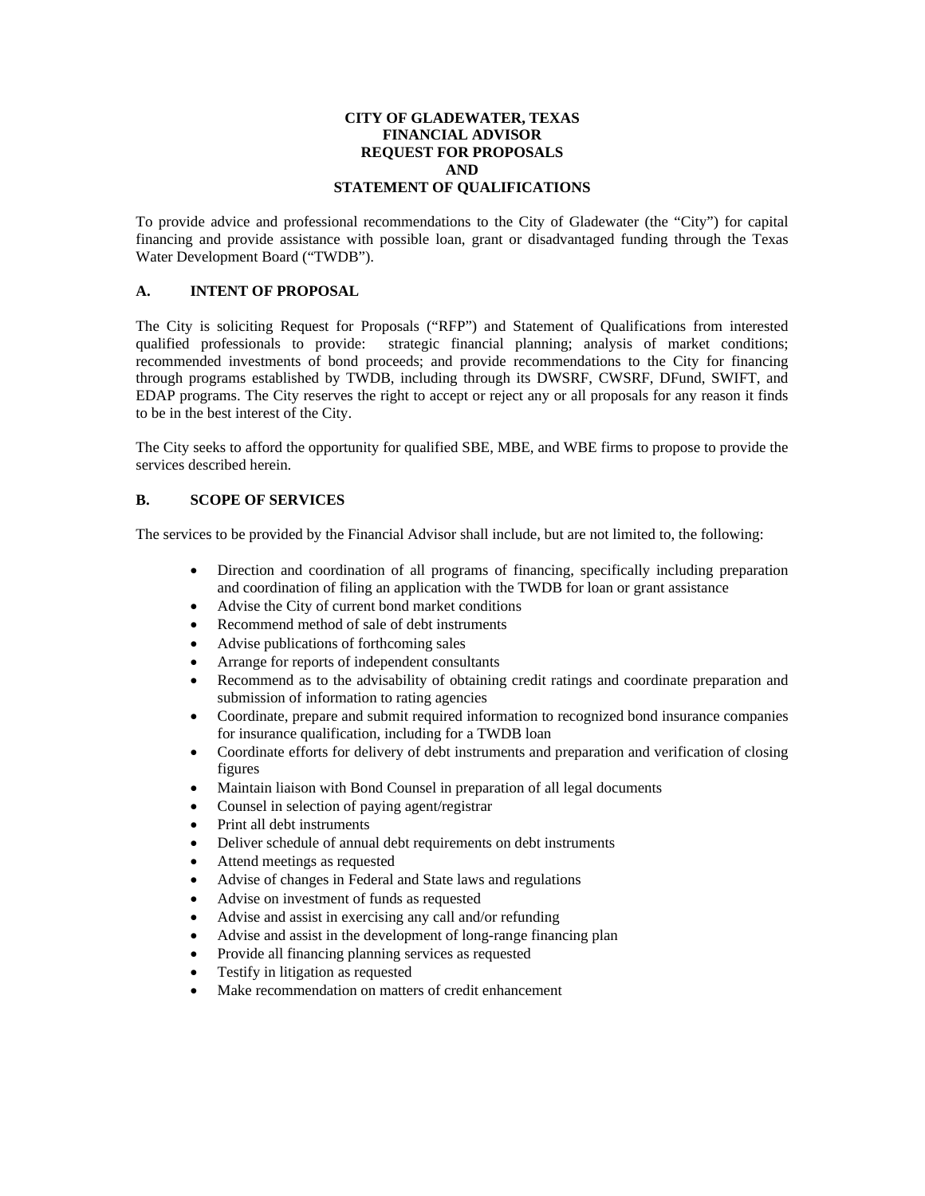# CITY OF GLADEWATER, TEXAS
# FINANCIAL ADVISOR
# REQUEST FOR PROPOSALS
# AND
# STATEMENT OF QUALIFICATIONS

To provide advice and professional recommendations to the City of Gladewater (the "City") for capital financing and provide assistance with possible loan, grant or disadvantaged funding through the Texas Water Development Board ("TWDB").

## A. INTENT OF PROPOSAL

The City is soliciting Request for Proposals ("RFP") and Statement of Qualifications from interested qualified professionals to provide: strategic financial planning; analysis of market conditions; recommended investments of bond proceeds; and provide recommendations to the City for financing through programs established by TWDB, including through its DWSRF, CWSRF, DFund, SWIFT, and EDAP programs. The City reserves the right to accept or reject any or all proposals for any reason it finds to be in the best interest of the City.

The City seeks to afford the opportunity for qualified SBE, MBE, and WBE firms to propose to provide the services described herein.

## B. SCOPE OF SERVICES

The services to be provided by the Financial Advisor shall include, but are not limited to, the following:

- Direction and coordination of all programs of financing, specifically including preparation and coordination of filing an application with the TWDB for loan or grant assistance
- Advise the City of current bond market conditions
- Recommend method of sale of debt instruments
- Advise publications of forthcoming sales
- Arrange for reports of independent consultants
- Recommend as to the advisability of obtaining credit ratings and coordinate preparation and submission of information to rating agencies
- Coordinate, prepare and submit required information to recognized bond insurance companies for insurance qualification, including for a TWDB loan
- Coordinate efforts for delivery of debt instruments and preparation and verification of closing figures
- Maintain liaison with Bond Counsel in preparation of all legal documents
- Counsel in selection of paying agent/registrar
- Print all debt instruments
- Deliver schedule of annual debt requirements on debt instruments
- Attend meetings as requested
- Advise of changes in Federal and State laws and regulations
- Advise on investment of funds as requested
- Advise and assist in exercising any call and/or refunding
- Advise and assist in the development of long-range financing plan
- Provide all financing planning services as requested
- Testify in litigation as requested
- Make recommendation on matters of credit enhancement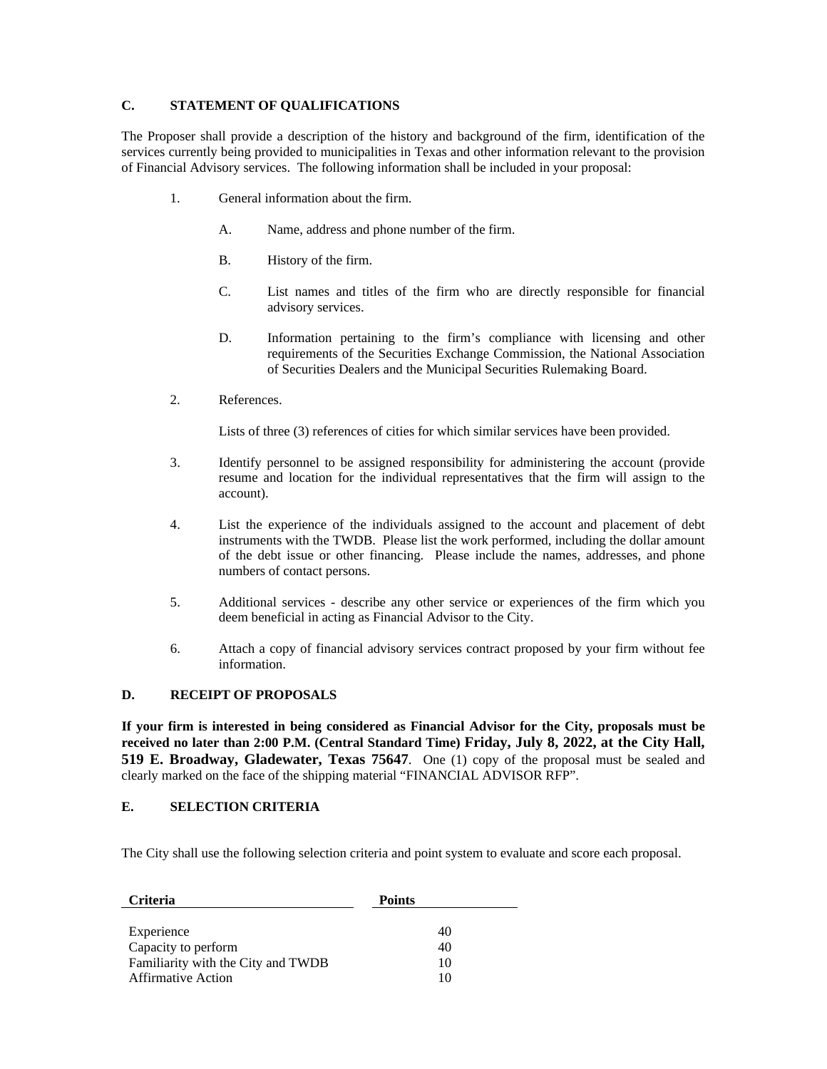## C. STATEMENT OF QUALIFICATIONS

The Proposer shall provide a description of the history and background of the firm, identification of the services currently being provided to municipalities in Texas and other information relevant to the provision of Financial Advisory services. The following information shall be included in your proposal:

1. General information about the firm.

   A. Name, address and phone number of the firm.

   B. History of the firm.

   C. List names and titles of the firm who are directly responsible for financial advisory services.

   D. Information pertaining to the firm's compliance with licensing and other requirements of the Securities Exchange Commission, the National Association of Securities Dealers and the Municipal Securities Rulemaking Board.

2. References.

   Lists of three (3) references of cities for which similar services have been provided.

3. Identify personnel to be assigned responsibility for administering the account (provide resume and location for the individual representatives that the firm will assign to the account).

4. List the experience of the individuals assigned to the account and placement of debt instruments with the TWDB. Please list the work performed, including the dollar amount of the debt issue or other financing. Please include the names, addresses, and phone numbers of contact persons.

5. Additional services - describe any other service or experiences of the firm which you deem beneficial in acting as Financial Advisor to the City.

6. Attach a copy of financial advisory services contract proposed by your firm without fee information.

## D. RECEIPT OF PROPOSALS

**If your firm is interested in being considered as Financial Advisor for the City, proposals must be received no later than 2:00 P.M. (Central Standard Time) Friday, July 8, 2022, at the City Hall, 519 E. Broadway, Gladewater, Texas 75647**. One (1) copy of the proposal must be sealed and clearly marked on the face of the shipping material "FINANCIAL ADVISOR RFP".

## E. SELECTION CRITERIA

The City shall use the following selection criteria and point system to evaluate and score each proposal.

| Criteria | Points |
|---|---|
| Experience | 40 |
| Capacity to perform | 40 |
| Familiarity with the City and TWDB | 10 |
| Affirmative Action | 10 |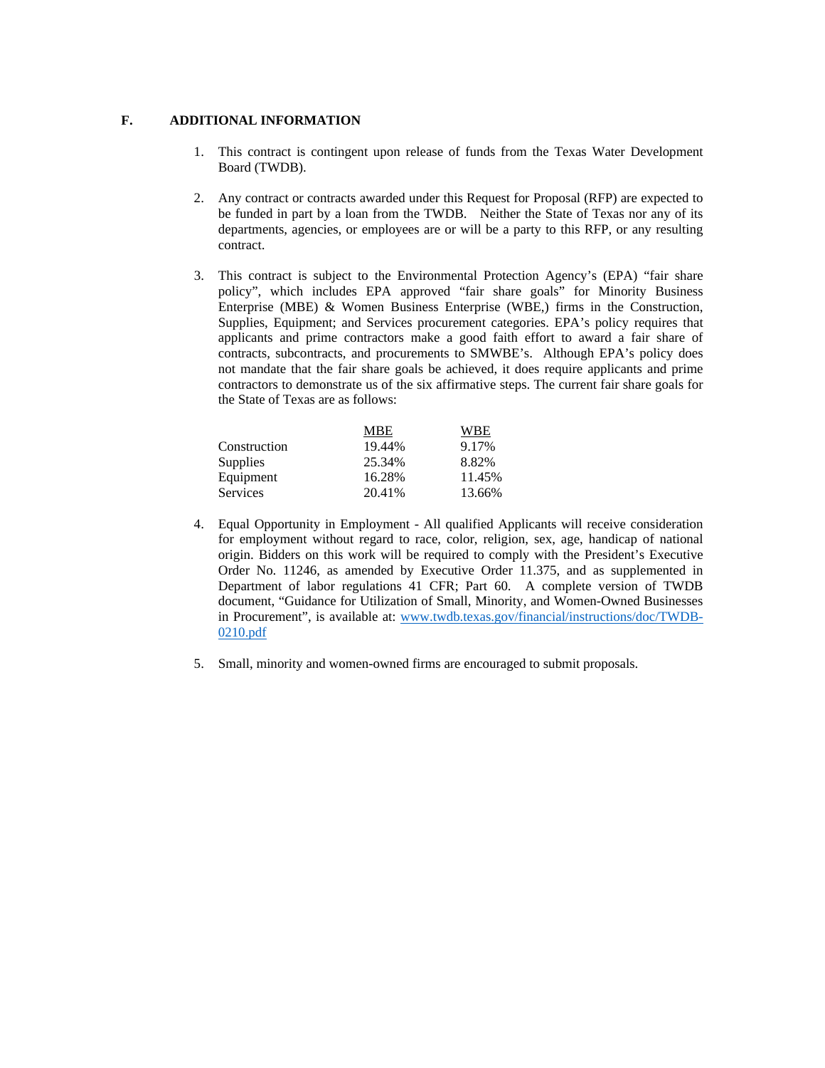## F. ADDITIONAL INFORMATION

1. This contract is contingent upon release of funds from the Texas Water Development Board (TWDB).

2. Any contract or contracts awarded under this Request for Proposal (RFP) are expected to be funded in part by a loan from the TWDB. Neither the State of Texas nor any of its departments, agencies, or employees are or will be a party to this RFP, or any resulting contract.

3. This contract is subject to the Environmental Protection Agency's (EPA) "fair share policy", which includes EPA approved "fair share goals" for Minority Business Enterprise (MBE) & Women Business Enterprise (WBE,) firms in the Construction, Supplies, Equipment; and Services procurement categories. EPA's policy requires that applicants and prime contractors make a good faith effort to award a fair share of contracts, subcontracts, and procurements to SMWBE's. Although EPA's policy does not mandate that the fair share goals be achieved, it does require applicants and prime contractors to demonstrate us of the six affirmative steps. The current fair share goals for the State of Texas are as follows:

| | MBE | WBE |
|---|---|---|
| Construction | 19.44% | 9.17% |
| Supplies | 25.34% | 8.82% |
| Equipment | 16.28% | 11.45% |
| Services | 20.41% | 13.66% |

4. Equal Opportunity in Employment - All qualified Applicants will receive consideration for employment without regard to race, color, religion, sex, age, handicap of national origin. Bidders on this work will be required to comply with the President's Executive Order No. 11246, as amended by Executive Order 11.375, and as supplemented in Department of labor regulations 41 CFR; Part 60. A complete version of TWDB document, "Guidance for Utilization of Small, Minority, and Women-Owned Businesses in Procurement", is available at: [www.twdb.texas.gov/financial/instructions/doc/TWDB-0210.pdf](www.twdb.texas.gov/financial/instructions/doc/TWDB-0210.pdf)

5. Small, minority and women-owned firms are encouraged to submit proposals.